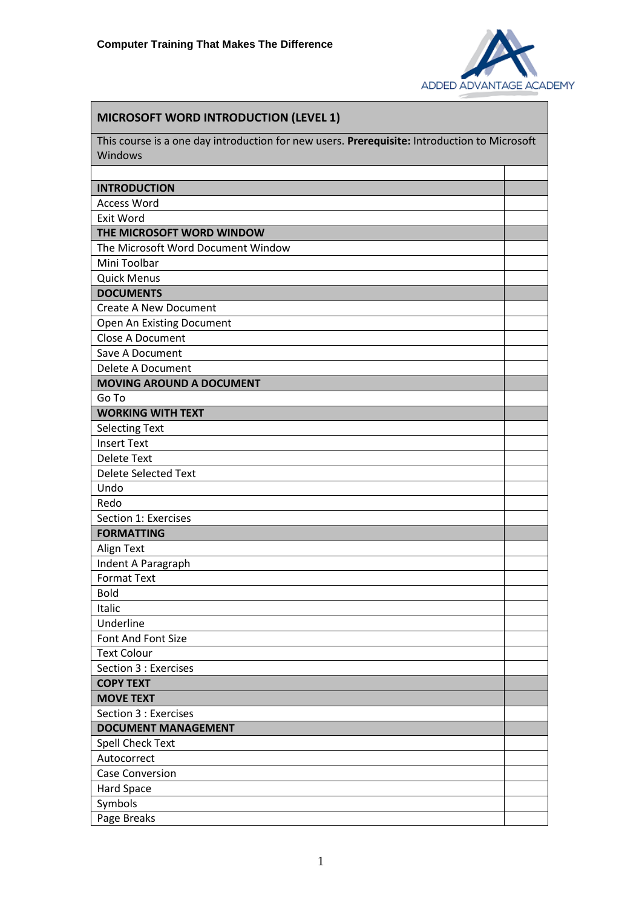**Computer Training That Makes The Difference**

ADDED ADVANTAGE ACADEMY

| **MICROSOFT WORD INTRODUCTION (LEVEL 1)** | |
|---|---|
| This course is a one day introduction for new users. **Prerequisite:** Introduction to Microsoft Windows | |
| | |
| **INTRODUCTION** | |
| Access Word | |
| Exit Word | |
| **THE MICROSOFT WORD WINDOW** | |
| The Microsoft Word Document Window | |
| Mini Toolbar | |
| Quick Menus | |
| **DOCUMENTS** | |
| Create A New Document | |
| Open An Existing Document | |
| Close A Document | |
| Save A Document | |
| Delete A Document | |
| **MOVING AROUND A DOCUMENT** | |
| Go To | |
| **WORKING WITH TEXT** | |
| Selecting Text | |
| Insert Text | |
| Delete Text | |
| Delete Selected Text | |
| Undo | |
| Redo | |
| Section 1: Exercises | |
| **FORMATTING** | |
| Align Text | |
| Indent A Paragraph | |
| Format Text | |
| Bold | |
| Italic | |
| Underline | |
| Font And Font Size | |
| Text Colour | |
| Section 3 : Exercises | |
| **COPY TEXT** | |
| **MOVE TEXT** | |
| Section 3 : Exercises | |
| **DOCUMENT MANAGEMENT** | |
| Spell Check Text | |
| Autocorrect | |
| Case Conversion | |
| Hard Space | |
| Symbols | |
| Page Breaks | |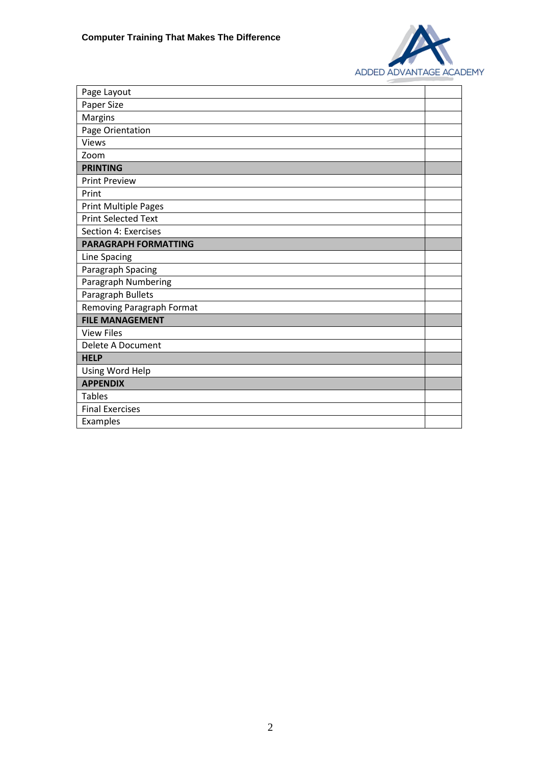| Page Layout | |
|---|---|
| Paper Size | |
| Margins | |
| Page Orientation | |
| Views | |
| Zoom | |
| **PRINTING** | |
| Print Preview | |
| Print | |
| Print Multiple Pages | |
| Print Selected Text | |
| Section 4: Exercises | |
| **PARAGRAPH FORMATTING** | |
| Line Spacing | |
| Paragraph Spacing | |
| Paragraph Numbering | |
| Paragraph Bullets | |
| Removing Paragraph Format | |
| **FILE MANAGEMENT** | |
| View Files | |
| Delete A Document | |
| **HELP** | |
| Using Word Help | |
| **APPENDIX** | |
| Tables | |
| Final Exercises | |
| Examples | |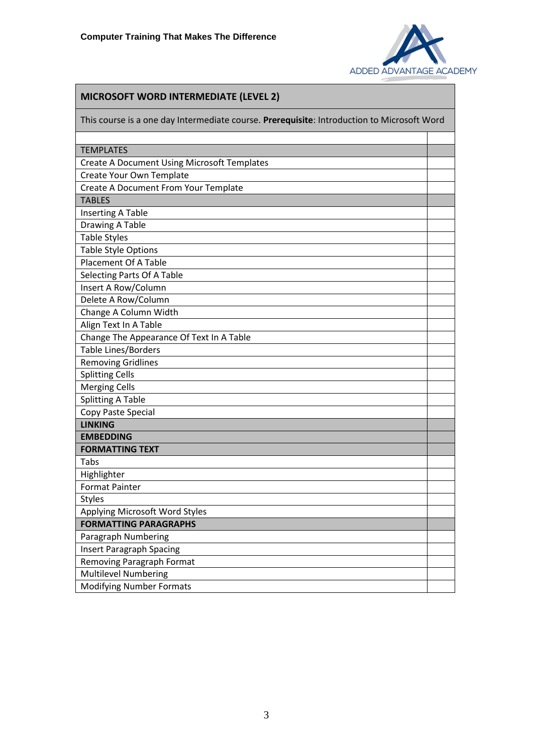| **MICROSOFT WORD INTERMEDIATE (LEVEL 2)** | |
| --- | --- |
| This course is a one day Intermediate course. **Prerequisite**: Introduction to Microsoft Word | |
| | |
| TEMPLATES | |
| Create A Document Using Microsoft Templates | |
| Create Your Own Template | |
| Create A Document From Your Template | |
| TABLES | |
| Inserting A Table | |
| Drawing A Table | |
| Table Styles | |
| Table Style Options | |
| Placement Of A Table | |
| Selecting Parts Of A Table | |
| Insert A Row/Column | |
| Delete A Row/Column | |
| Change A Column Width | |
| Align Text In A Table | |
| Change The Appearance Of Text In A Table | |
| Table Lines/Borders | |
| Removing Gridlines | |
| Splitting Cells | |
| Merging Cells | |
| Splitting A Table | |
| Copy Paste Special | |
| **LINKING** | |
| **EMBEDDING** | |
| **FORMATTING TEXT** | |
| Tabs | |
| Highlighter | |
| Format Painter | |
| Styles | |
| Applying Microsoft Word Styles | |
| **FORMATTING PARAGRAPHS** | |
| Paragraph Numbering | |
| Insert Paragraph Spacing | |
| Removing Paragraph Format | |
| Multilevel Numbering | |
| Modifying Number Formats | |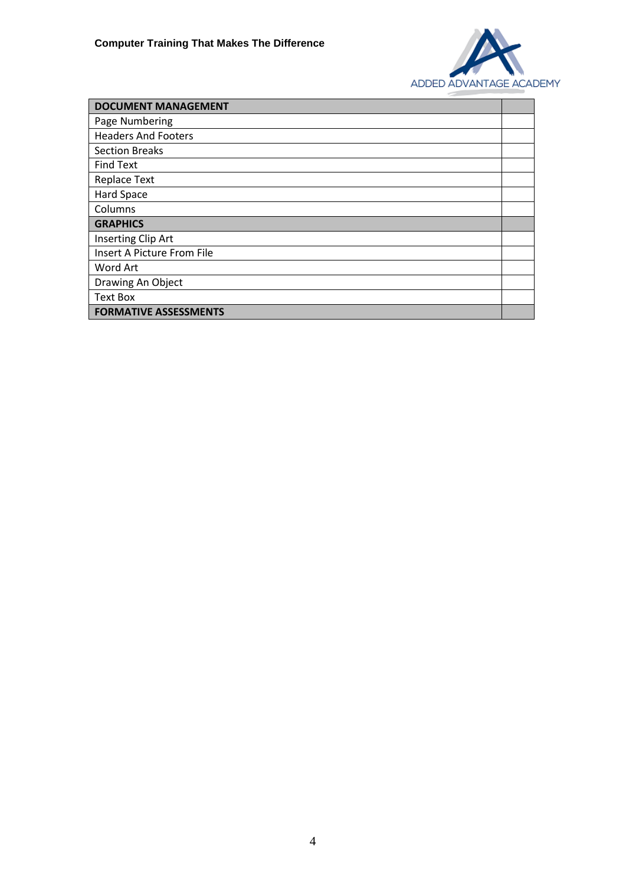| DOCUMENT MANAGEMENT | |
|---|---|
| Page Numbering | |
| Headers And Footers | |
| Section Breaks | |
| Find Text | |
| Replace Text | |
| Hard Space | |
| Columns | |
| **GRAPHICS** | |
| Inserting Clip Art | |
| Insert A Picture From File | |
| Word Art | |
| Drawing An Object | |
| Text Box | |
| **FORMATIVE ASSESSMENTS** | |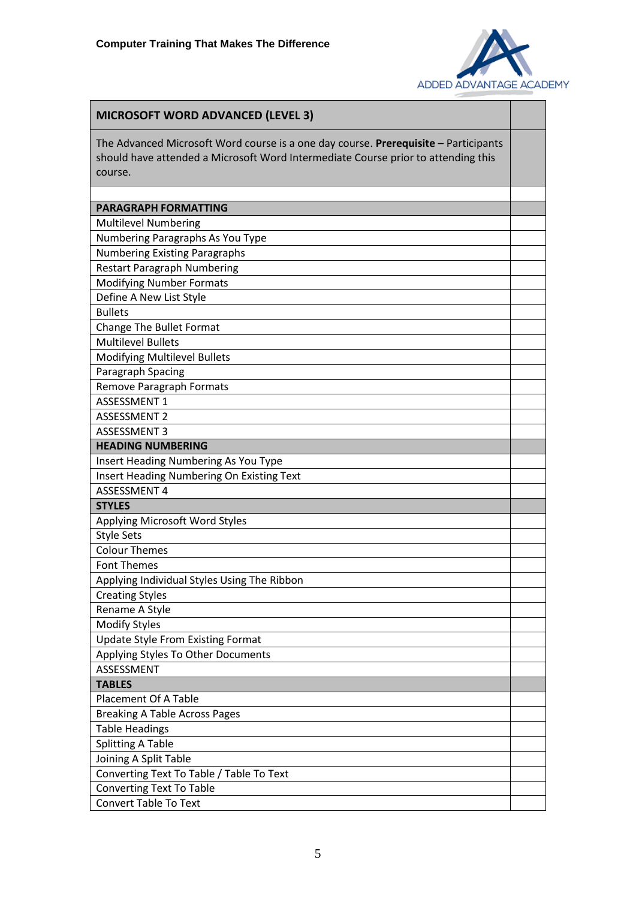Computer Training That Makes The Difference

ADDED ADVANTAGE ACADEMY

| **MICROSOFT WORD ADVANCED (LEVEL 3)** | |
|---|---|
| The Advanced Microsoft Word course is a one day course. **Prerequisite** – Participants should have attended a Microsoft Word Intermediate Course prior to attending this course. | |
| | |
| **PARAGRAPH FORMATTING** | |
| Multilevel Numbering | |
| Numbering Paragraphs As You Type | |
| Numbering Existing Paragraphs | |
| Restart Paragraph Numbering | |
| Modifying Number Formats | |
| Define A New List Style | |
| Bullets | |
| Change The Bullet Format | |
| Multilevel Bullets | |
| Modifying Multilevel Bullets | |
| Paragraph Spacing | |
| Remove Paragraph Formats | |
| ASSESSMENT 1 | |
| ASSESSMENT 2 | |
| ASSESSMENT 3 | |
| **HEADING NUMBERING** | |
| Insert Heading Numbering As You Type | |
| Insert Heading Numbering On Existing Text | |
| ASSESSMENT 4 | |
| **STYLES** | |
| Applying Microsoft Word Styles | |
| Style Sets | |
| Colour Themes | |
| Font Themes | |
| Applying Individual Styles Using The Ribbon | |
| Creating Styles | |
| Rename A Style | |
| Modify Styles | |
| Update Style From Existing Format | |
| Applying Styles To Other Documents | |
| ASSESSMENT | |
| **TABLES** | |
| Placement Of A Table | |
| Breaking A Table Across Pages | |
| Table Headings | |
| Splitting A Table | |
| Joining A Split Table | |
| Converting Text To Table / Table To Text | |
| Converting Text To Table | |
| Convert Table To Text | |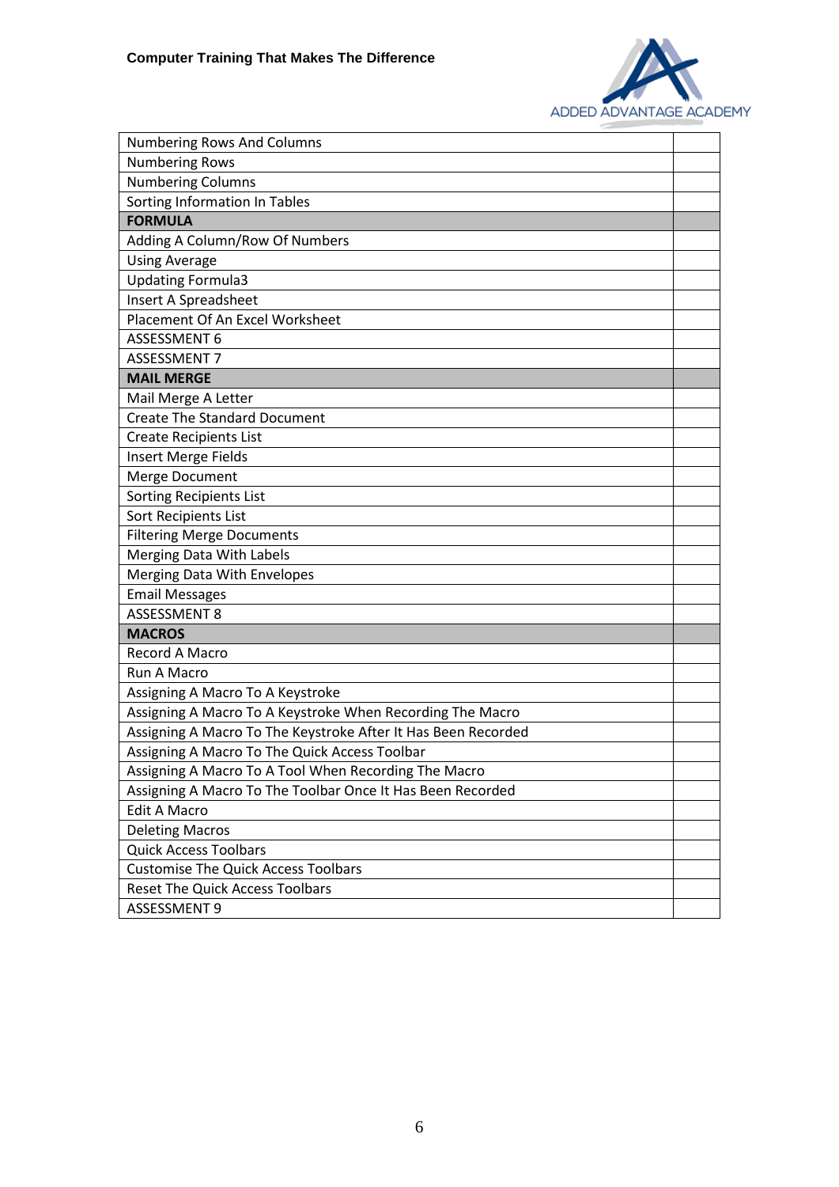| | |
|---|---|
| Numbering Rows And Columns | |
| Numbering Rows | |
| Numbering Columns | |
| Sorting Information In Tables | |
| **FORMULA** | |
| Adding A Column/Row Of Numbers | |
| Using Average | |
| Updating Formula3 | |
| Insert A Spreadsheet | |
| Placement Of An Excel Worksheet | |
| ASSESSMENT 6 | |
| ASSESSMENT 7 | |
| **MAIL MERGE** | |
| Mail Merge A Letter | |
| Create The Standard Document | |
| Create Recipients List | |
| Insert Merge Fields | |
| Merge Document | |
| Sorting Recipients List | |
| Sort Recipients List | |
| Filtering Merge Documents | |
| Merging Data With Labels | |
| Merging Data With Envelopes | |
| Email Messages | |
| ASSESSMENT 8 | |
| **MACROS** | |
| Record A Macro | |
| Run A Macro | |
| Assigning A Macro To A Keystroke | |
| Assigning A Macro To A Keystroke When Recording The Macro | |
| Assigning A Macro To The Keystroke After It Has Been Recorded | |
| Assigning A Macro To The Quick Access Toolbar | |
| Assigning A Macro To A Tool When Recording The Macro | |
| Assigning A Macro To The Toolbar Once It Has Been Recorded | |
| Edit A Macro | |
| Deleting Macros | |
| Quick Access Toolbars | |
| Customise The Quick Access Toolbars | |
| Reset The Quick Access Toolbars | |
| ASSESSMENT 9 | |